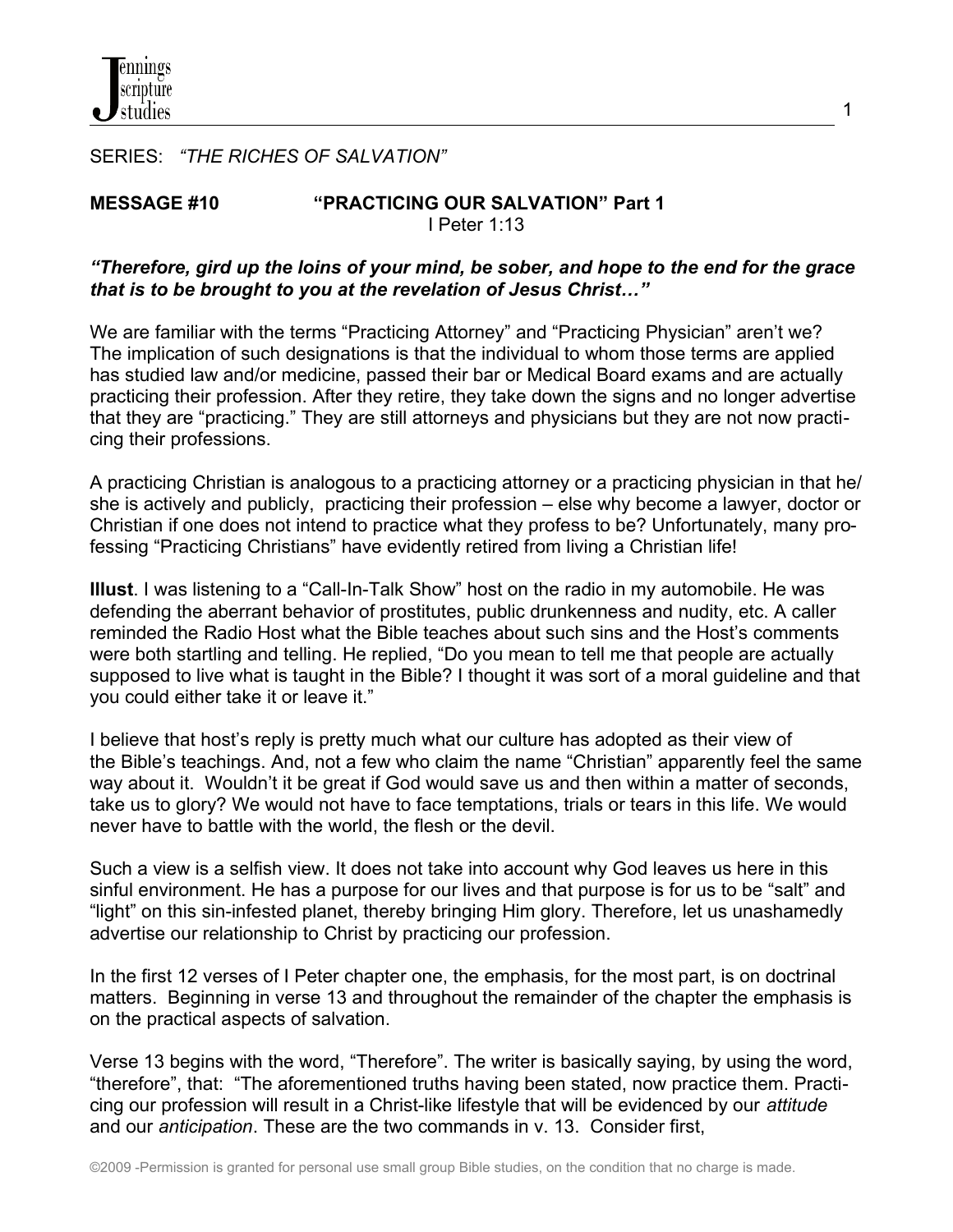SERIES: *"THE RICHES OF SALVATION"*

**MESSAGE #10 "PRACTICING OUR SALVATION" Part 1**
I Peter 1:13

***"Therefore, gird up the loins of your mind, be sober, and hope to the end for the grace that is to be brought to you at the revelation of Jesus Christ…"***

We are familiar with the terms "Practicing Attorney" and "Practicing Physician" aren't we? The implication of such designations is that the individual to whom those terms are applied has studied law and/or medicine, passed their bar or Medical Board exams and are actually practicing their profession. After they retire, they take down the signs and no longer advertise that they are "practicing." They are still attorneys and physicians but they are not now practicing their professions.

A practicing Christian is analogous to a practicing attorney or a practicing physician in that he/ she is actively and publicly, practicing their profession – else why become a lawyer, doctor or Christian if one does not intend to practice what they profess to be? Unfortunately, many professing "Practicing Christians" have evidently retired from living a Christian life!

**Illust**. I was listening to a "Call-In-Talk Show" host on the radio in my automobile. He was defending the aberrant behavior of prostitutes, public drunkenness and nudity, etc. A caller reminded the Radio Host what the Bible teaches about such sins and the Host's comments were both startling and telling. He replied, "Do you mean to tell me that people are actually supposed to live what is taught in the Bible? I thought it was sort of a moral guideline and that you could either take it or leave it."

I believe that host's reply is pretty much what our culture has adopted as their view of the Bible's teachings. And, not a few who claim the name "Christian" apparently feel the same way about it. Wouldn't it be great if God would save us and then within a matter of seconds, take us to glory? We would not have to face temptations, trials or tears in this life. We would never have to battle with the world, the flesh or the devil.

Such a view is a selfish view. It does not take into account why God leaves us here in this sinful environment. He has a purpose for our lives and that purpose is for us to be "salt" and "light" on this sin-infested planet, thereby bringing Him glory. Therefore, let us unashamedly advertise our relationship to Christ by practicing our profession.

In the first 12 verses of I Peter chapter one, the emphasis, for the most part, is on doctrinal matters. Beginning in verse 13 and throughout the remainder of the chapter the emphasis is on the practical aspects of salvation.

Verse 13 begins with the word, "Therefore". The writer is basically saying, by using the word, "therefore", that: "The aforementioned truths having been stated, now practice them. Practicing our profession will result in a Christ-like lifestyle that will be evidenced by our *attitude* and our *anticipation*. These are the two commands in v. 13. Consider first,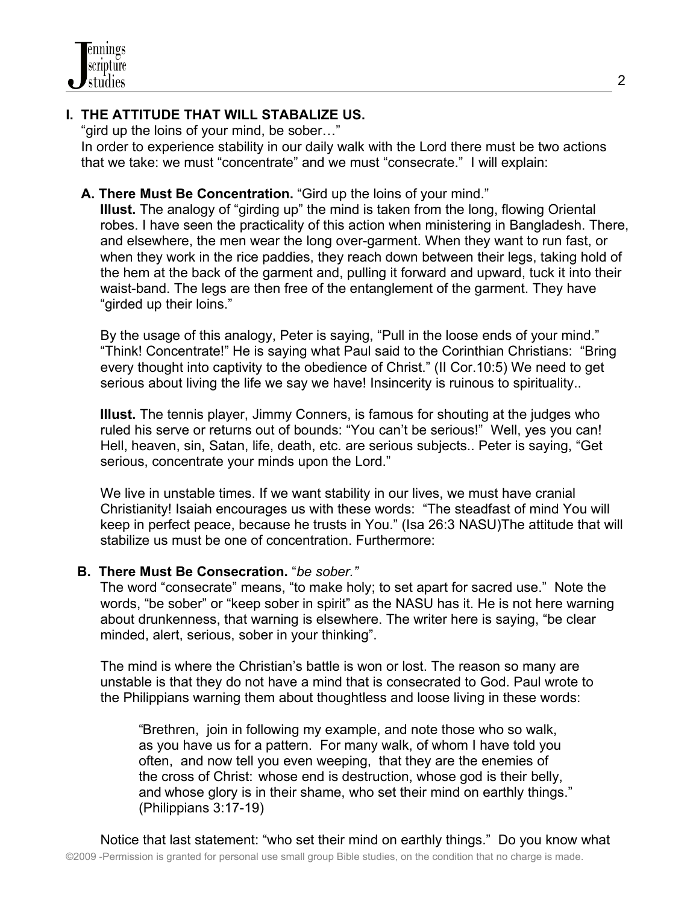## I. THE ATTITUDE THAT WILL STABALIZE US.

"gird up the loins of your mind, be sober…"
In order to experience stability in our daily walk with the Lord there must be two actions that we take: we must "concentrate" and we must "consecrate." I will explain:

### A. There Must Be Concentration. "Gird up the loins of your mind."

**Illust.** The analogy of "girding up" the mind is taken from the long, flowing Oriental robes. I have seen the practicality of this action when ministering in Bangladesh. There, and elsewhere, the men wear the long over-garment. When they want to run fast, or when they work in the rice paddies, they reach down between their legs, taking hold of the hem at the back of the garment and, pulling it forward and upward, tuck it into their waist-band. The legs are then free of the entanglement of the garment. They have "girded up their loins."

By the usage of this analogy, Peter is saying, "Pull in the loose ends of your mind." "Think! Concentrate!" He is saying what Paul said to the Corinthian Christians: "Bring every thought into captivity to the obedience of Christ." (II Cor.10:5) We need to get serious about living the life we say we have! Insincerity is ruinous to spirituality..

**Illust.** The tennis player, Jimmy Conners, is famous for shouting at the judges who ruled his serve or returns out of bounds: "You can't be serious!" Well, yes you can! Hell, heaven, sin, Satan, life, death, etc. are serious subjects.. Peter is saying, "Get serious, concentrate your minds upon the Lord."

We live in unstable times. If we want stability in our lives, we must have cranial Christianity! Isaiah encourages us with these words: "The steadfast of mind You will keep in perfect peace, because he trusts in You." (Isa 26:3 NASU)The attitude that will stabilize us must be one of concentration. Furthermore:

### B. There Must Be Consecration. "*be sober."*

The word "consecrate" means, "to make holy; to set apart for sacred use." Note the words, "be sober" or "keep sober in spirit" as the NASU has it. He is not here warning about drunkenness, that warning is elsewhere. The writer here is saying, "be clear minded, alert, serious, sober in your thinking".

The mind is where the Christian's battle is won or lost. The reason so many are unstable is that they do not have a mind that is consecrated to God. Paul wrote to the Philippians warning them about thoughtless and loose living in these words:

> "Brethren, join in following my example, and note those who so walk, as you have us for a pattern. For many walk, of whom I have told you often, and now tell you even weeping, that they are the enemies of the cross of Christ: whose end is destruction, whose god is their belly, and whose glory is in their shame, who set their mind on earthly things." (Philippians 3:17-19)

Notice that last statement: "who set their mind on earthly things." Do you know what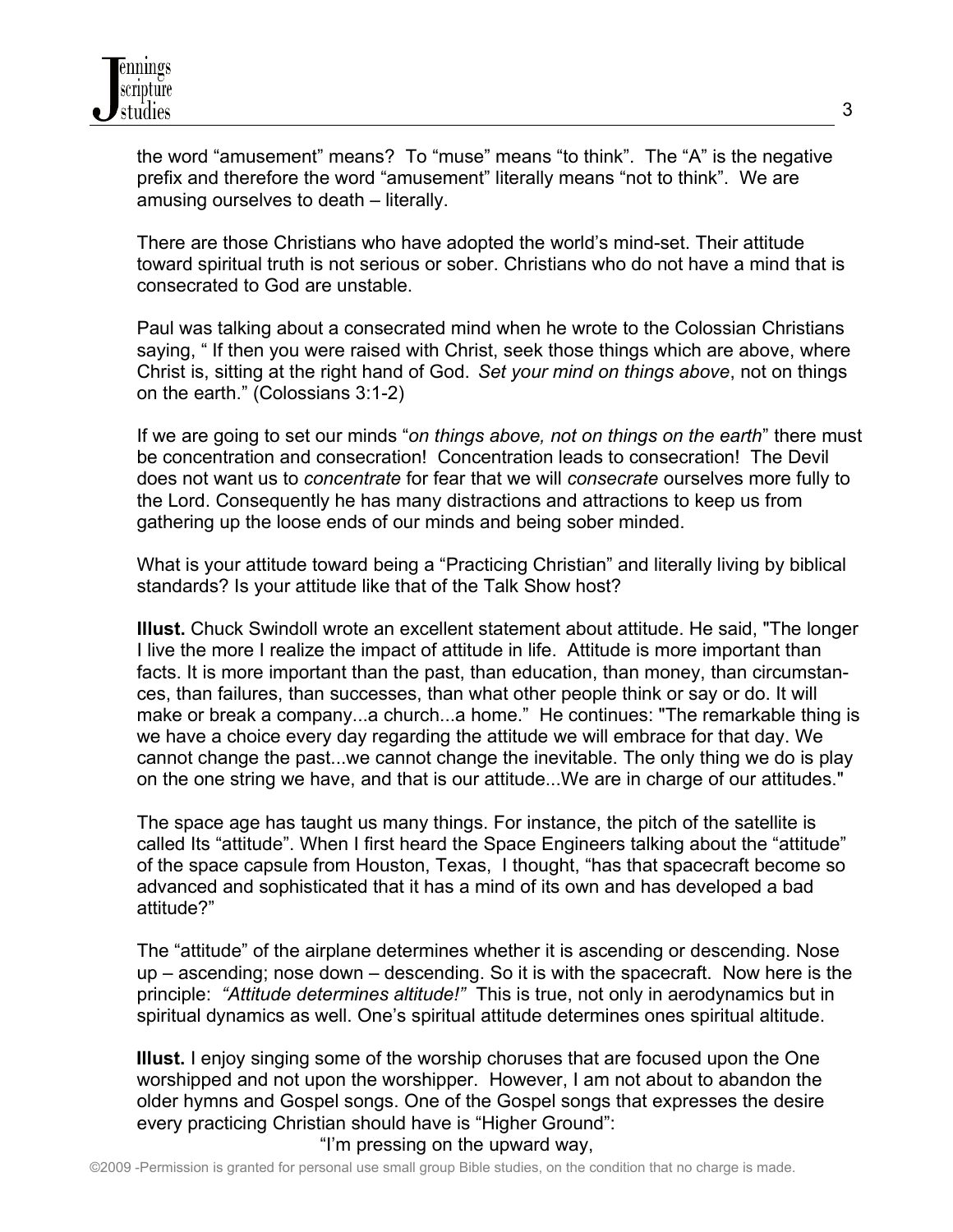the word "amusement" means? To "muse" means "to think". The "A" is the negative prefix and therefore the word "amusement" literally means "not to think". We are amusing ourselves to death – literally.

There are those Christians who have adopted the world's mind-set. Their attitude toward spiritual truth is not serious or sober. Christians who do not have a mind that is consecrated to God are unstable.

Paul was talking about a consecrated mind when he wrote to the Colossian Christians saying, " If then you were raised with Christ, seek those things which are above, where Christ is, sitting at the right hand of God. *Set your mind on things above*, not on things on the earth." (Colossians 3:1-2)

If we are going to set our minds "*on things above, not on things on the earth*" there must be concentration and consecration! Concentration leads to consecration! The Devil does not want us to *concentrate* for fear that we will *consecrate* ourselves more fully to the Lord. Consequently he has many distractions and attractions to keep us from gathering up the loose ends of our minds and being sober minded.

What is your attitude toward being a "Practicing Christian" and literally living by biblical standards? Is your attitude like that of the Talk Show host?

**Illust.** Chuck Swindoll wrote an excellent statement about attitude. He said, "The longer I live the more I realize the impact of attitude in life. Attitude is more important than facts. It is more important than the past, than education, than money, than circumstances, than failures, than successes, than what other people think or say or do. It will make or break a company...a church...a home." He continues: "The remarkable thing is we have a choice every day regarding the attitude we will embrace for that day. We cannot change the past...we cannot change the inevitable. The only thing we do is play on the one string we have, and that is our attitude...We are in charge of our attitudes."

The space age has taught us many things. For instance, the pitch of the satellite is called Its "attitude". When I first heard the Space Engineers talking about the "attitude" of the space capsule from Houston, Texas, I thought, "has that spacecraft become so advanced and sophisticated that it has a mind of its own and has developed a bad attitude?"

The "attitude" of the airplane determines whether it is ascending or descending. Nose up – ascending; nose down – descending. So it is with the spacecraft. Now here is the principle: *"Attitude determines altitude!"* This is true, not only in aerodynamics but in spiritual dynamics as well. One's spiritual attitude determines ones spiritual altitude.

**Illust.** I enjoy singing some of the worship choruses that are focused upon the One worshipped and not upon the worshipper. However, I am not about to abandon the older hymns and Gospel songs. One of the Gospel songs that expresses the desire every practicing Christian should have is "Higher Ground":

"I'm pressing on the upward way,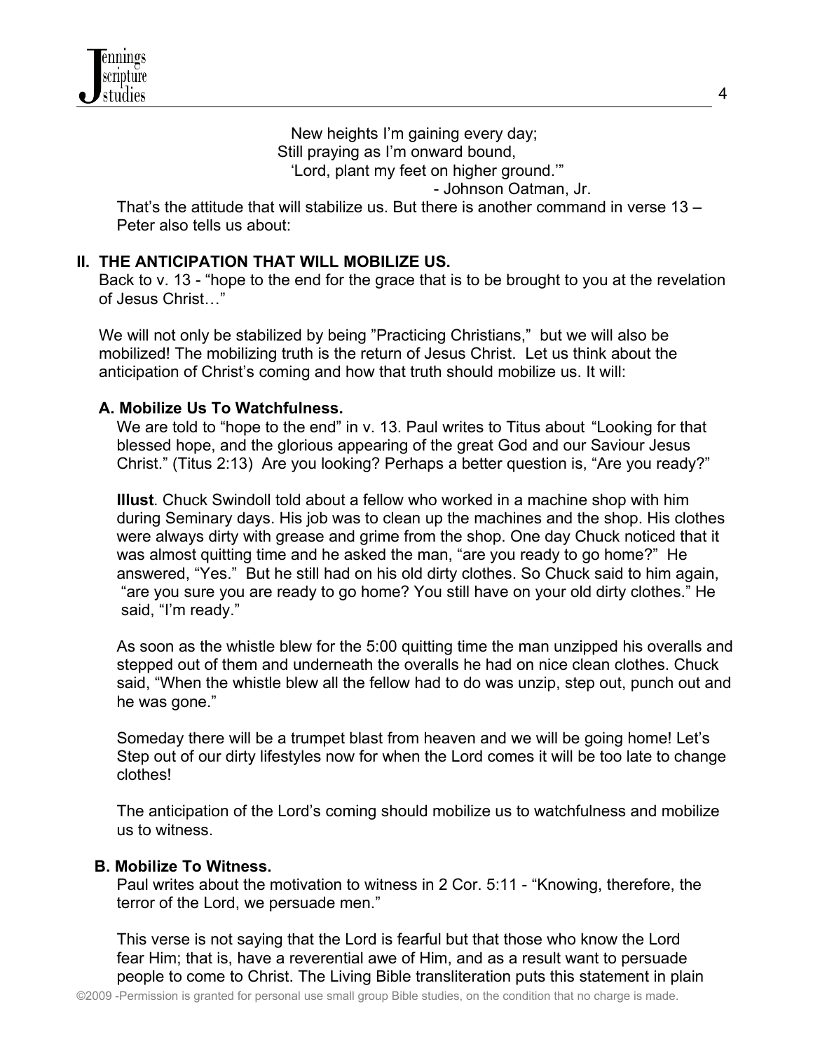New heights I'm gaining every day;
Still praying as I'm onward bound,
'Lord, plant my feet on higher ground.'"

- Johnson Oatman, Jr.

That's the attitude that will stabilize us. But there is another command in verse 13 – Peter also tells us about:

## II. THE ANTICIPATION THAT WILL MOBILIZE US.

Back to v. 13 - "hope to the end for the grace that is to be brought to you at the revelation of Jesus Christ…"

We will not only be stabilized by being "Practicing Christians," but we will also be mobilized! The mobilizing truth is the return of Jesus Christ. Let us think about the anticipation of Christ's coming and how that truth should mobilize us. It will:

### A. Mobilize Us To Watchfulness.

We are told to "hope to the end" in v. 13. Paul writes to Titus about "Looking for that blessed hope, and the glorious appearing of the great God and our Saviour Jesus Christ." (Titus 2:13) Are you looking? Perhaps a better question is, "Are you ready?"

**Illust**. Chuck Swindoll told about a fellow who worked in a machine shop with him during Seminary days. His job was to clean up the machines and the shop. His clothes were always dirty with grease and grime from the shop. One day Chuck noticed that it was almost quitting time and he asked the man, "are you ready to go home?" He answered, "Yes." But he still had on his old dirty clothes. So Chuck said to him again, "are you sure you are ready to go home? You still have on your old dirty clothes." He said, "I'm ready."

As soon as the whistle blew for the 5:00 quitting time the man unzipped his overalls and stepped out of them and underneath the overalls he had on nice clean clothes. Chuck said, "When the whistle blew all the fellow had to do was unzip, step out, punch out and he was gone."

Someday there will be a trumpet blast from heaven and we will be going home! Let's Step out of our dirty lifestyles now for when the Lord comes it will be too late to change clothes!

The anticipation of the Lord's coming should mobilize us to watchfulness and mobilize us to witness.

### B. Mobilize To Witness.

Paul writes about the motivation to witness in 2 Cor. 5:11 - "Knowing, therefore, the terror of the Lord, we persuade men."

This verse is not saying that the Lord is fearful but that those who know the Lord fear Him; that is, have a reverential awe of Him, and as a result want to persuade people to come to Christ. The Living Bible transliteration puts this statement in plain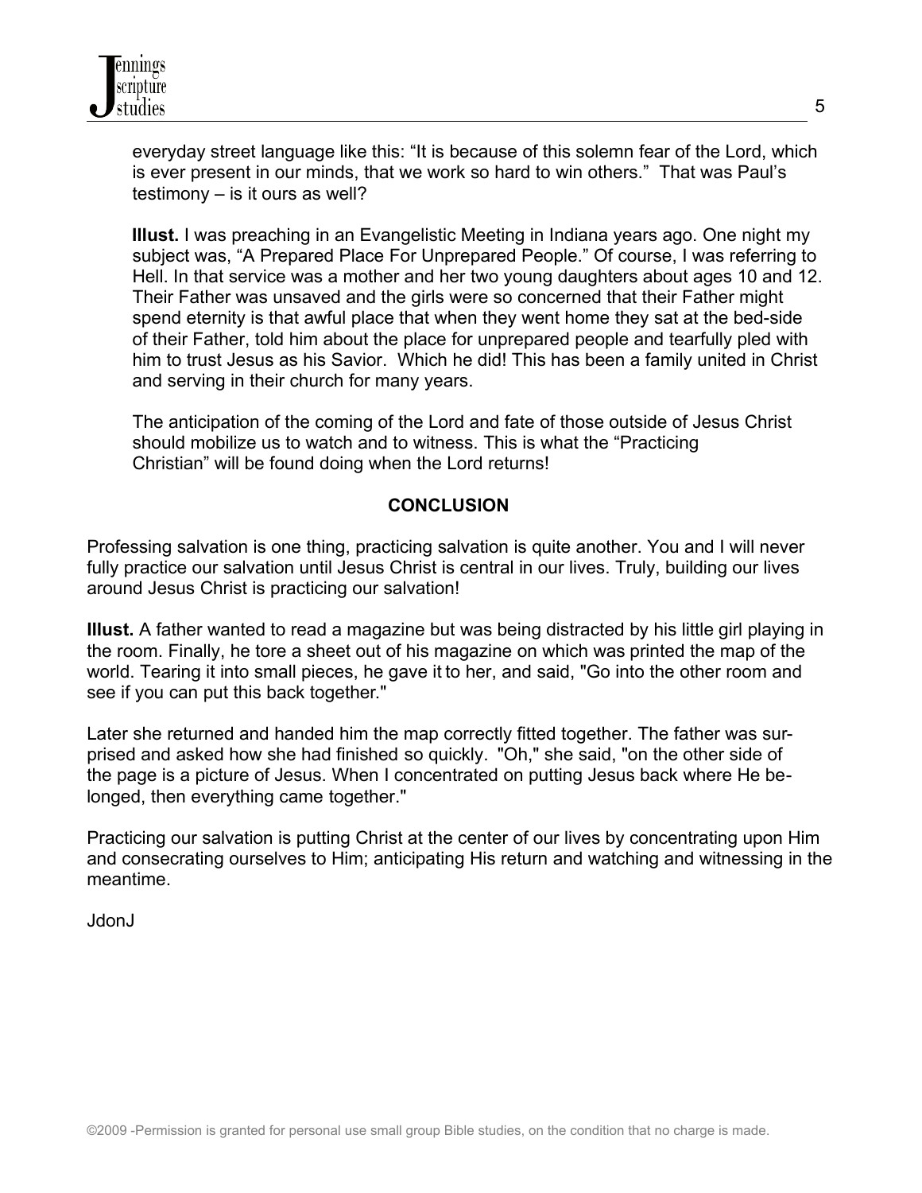everyday street language like this: "It is because of this solemn fear of the Lord, which is ever present in our minds, that we work so hard to win others." That was Paul's testimony – is it ours as well?

**Illust.** I was preaching in an Evangelistic Meeting in Indiana years ago. One night my subject was, "A Prepared Place For Unprepared People." Of course, I was referring to Hell. In that service was a mother and her two young daughters about ages 10 and 12. Their Father was unsaved and the girls were so concerned that their Father might spend eternity is that awful place that when they went home they sat at the bed-side of their Father, told him about the place for unprepared people and tearfully pled with him to trust Jesus as his Savior. Which he did! This has been a family united in Christ and serving in their church for many years.

The anticipation of the coming of the Lord and fate of those outside of Jesus Christ should mobilize us to watch and to witness. This is what the "Practicing Christian" will be found doing when the Lord returns!

## CONCLUSION

Professing salvation is one thing, practicing salvation is quite another. You and I will never fully practice our salvation until Jesus Christ is central in our lives. Truly, building our lives around Jesus Christ is practicing our salvation!

**Illust.** A father wanted to read a magazine but was being distracted by his little girl playing in the room. Finally, he tore a sheet out of his magazine on which was printed the map of the world. Tearing it into small pieces, he gave it to her, and said, "Go into the other room and see if you can put this back together."

Later she returned and handed him the map correctly fitted together. The father was surprised and asked how she had finished so quickly. "Oh," she said, "on the other side of the page is a picture of Jesus. When I concentrated on putting Jesus back where He belonged, then everything came together."

Practicing our salvation is putting Christ at the center of our lives by concentrating upon Him and consecrating ourselves to Him; anticipating His return and watching and witnessing in the meantime.

JdonJ

©2009 -Permission is granted for personal use small group Bible studies, on the condition that no charge is made.